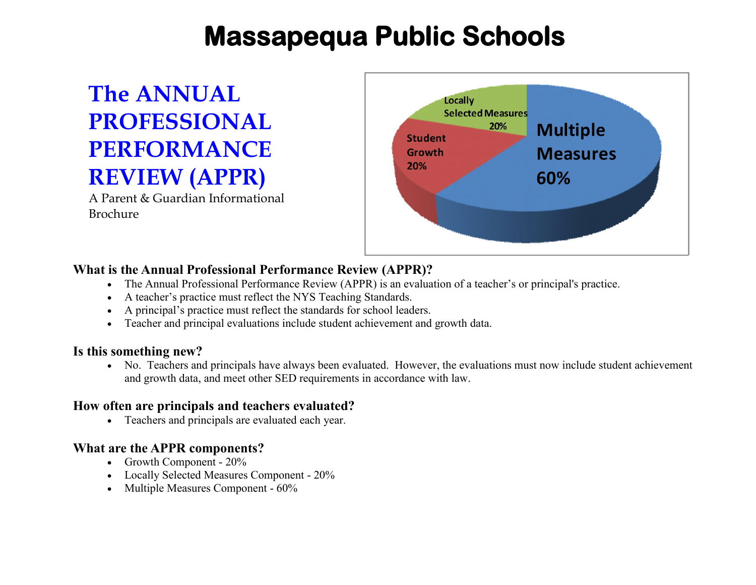# Massapequa Public Schools

## The ANNUAL PROFESSIONAL PERFORMANCE REVIEW (APPR)

A Parent & Guardian Informational Brochure

### What is the Annual Professional Performance Review (APPR)?

- The Annual Professional Performance Review (APPR) is an evaluation of a teacher's or principal's practice.
- A teacher's practice must reflect the NYS Teaching Standards.
- A principal's practice must reflect the standards for school leaders.
- Teacher and principal evaluations include student achievement and growth data.

### Is this something new?

- No. Teachers and principals have always been evaluated. However, the evaluations must now include student achievement and growth data, and meet other SED requirements in accordance with law.

### How often are principals and teachers evaluated?

- Teachers and principals are evaluated each year.

### What are the APPR components?

- Growth Component - 20%
- Locally Selected Measures Component - 20%
- Multiple Measures Component - 60%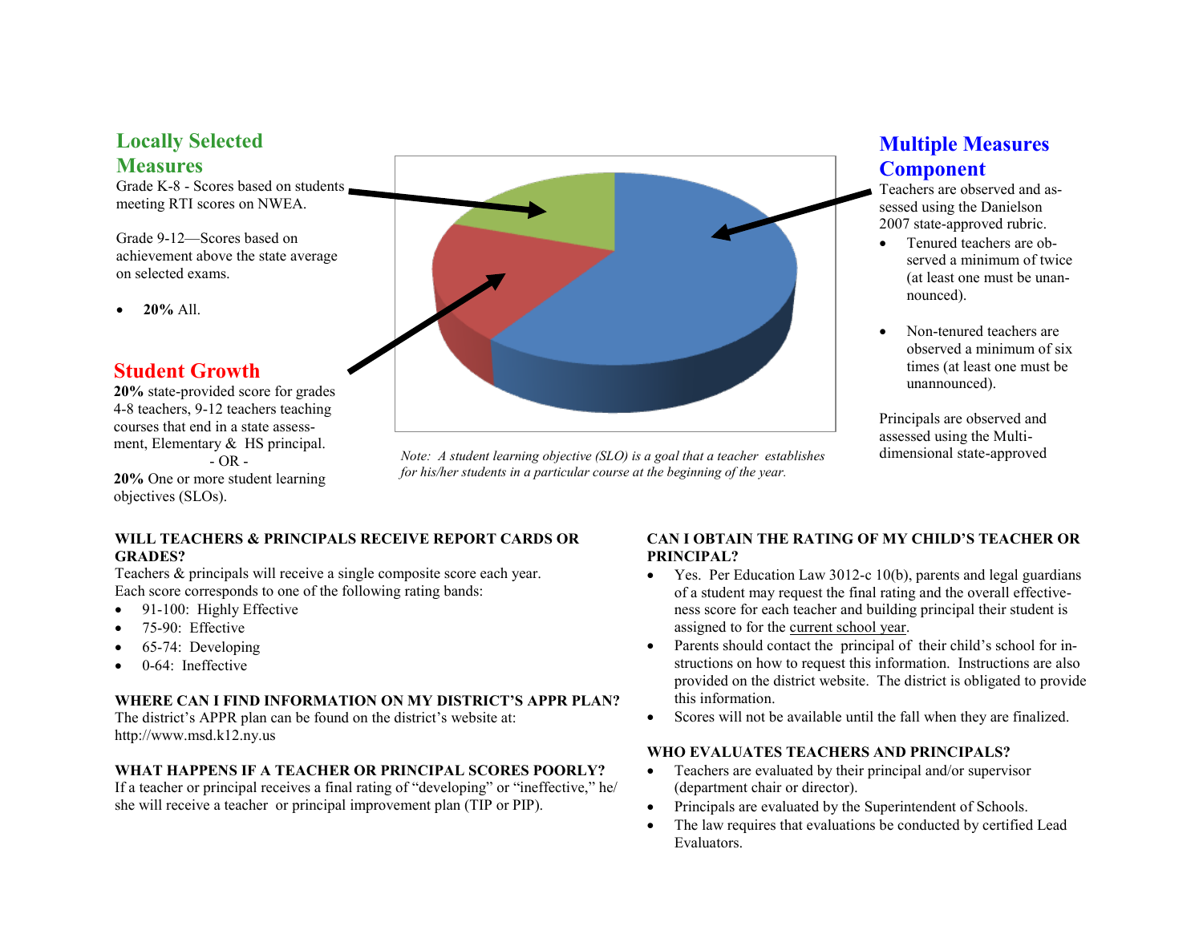## Locally Selected Measures

Grade K-8 - Scores based on students meeting RTI scores on NWEA.

Grade 9-12—Scores based on achievement above the state average on selected exams.

- **20%** All.

## Student Growth

**20%** state-provided score for grades 4-8 teachers, 9-12 teachers teaching courses that end in a state assessment, Elementary & HS principal.

- OR -

**20%** One or more student learning objectives (SLOs).

*Note: A student learning objective (SLO) is a goal that a teacher establishes for his/her students in a particular course at the beginning of the year.*

## Multiple Measures Component

Teachers are observed and assessed using the Danielson 2007 state-approved rubric.

- Tenured teachers are observed a minimum of twice (at least one must be unannounced).
- Non-tenured teachers are observed a minimum of six times (at least one must be unannounced).

Principals are observed and assessed using the Multi-dimensional state-approved

**WILL TEACHERS & PRINCIPALS RECEIVE REPORT CARDS OR GRADES?**

Teachers & principals will receive a single composite score each year. Each score corresponds to one of the following rating bands:

- 91-100: Highly Effective
- 75-90: Effective
- 65-74: Developing
- 0-64: Ineffective

**WHERE CAN I FIND INFORMATION ON MY DISTRICT'S APPR PLAN?**

The district's APPR plan can be found on the district's website at: http://www.msd.k12.ny.us

**WHAT HAPPENS IF A TEACHER OR PRINCIPAL SCORES POORLY?**

If a teacher or principal receives a final rating of "developing" or "ineffective," he/she will receive a teacher or principal improvement plan (TIP or PIP).

**CAN I OBTAIN THE RATING OF MY CHILD'S TEACHER OR PRINCIPAL?**

- Yes. Per Education Law 3012-c 10(b), parents and legal guardians of a student may request the final rating and the overall effectiveness score for each teacher and building principal their student is assigned to for the current school year.
- Parents should contact the principal of their child's school for instructions on how to request this information. Instructions are also provided on the district website. The district is obligated to provide this information.
- Scores will not be available until the fall when they are finalized.

**WHO EVALUATES TEACHERS AND PRINCIPALS?**

- Teachers are evaluated by their principal and/or supervisor (department chair or director).
- Principals are evaluated by the Superintendent of Schools.
- The law requires that evaluations be conducted by certified Lead Evaluators.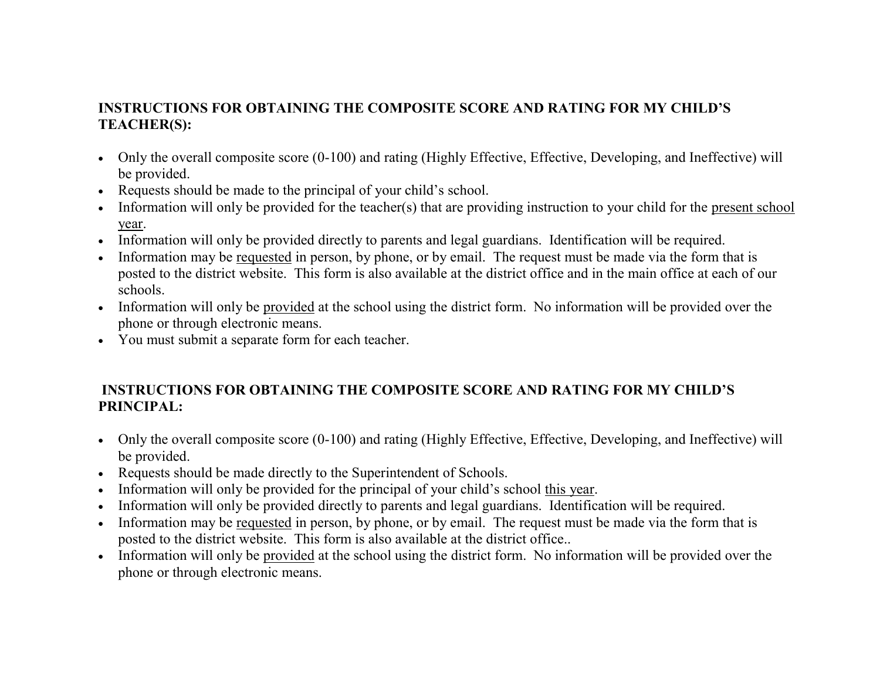**INSTRUCTIONS FOR OBTAINING THE COMPOSITE SCORE AND RATING FOR MY CHILD'S TEACHER(S):**

- Only the overall composite score (0-100) and rating (Highly Effective, Effective, Developing, and Ineffective) will be provided.
- Requests should be made to the principal of your child's school.
- Information will only be provided for the teacher(s) that are providing instruction to your child for the present school year.
- Information will only be provided directly to parents and legal guardians. Identification will be required.
- Information may be requested in person, by phone, or by email. The request must be made via the form that is posted to the district website. This form is also available at the district office and in the main office at each of our schools.
- Information will only be provided at the school using the district form. No information will be provided over the phone or through electronic means.
- You must submit a separate form for each teacher.

**INSTRUCTIONS FOR OBTAINING THE COMPOSITE SCORE AND RATING FOR MY CHILD'S PRINCIPAL:**

- Only the overall composite score (0-100) and rating (Highly Effective, Effective, Developing, and Ineffective) will be provided.
- Requests should be made directly to the Superintendent of Schools.
- Information will only be provided for the principal of your child's school this year.
- Information will only be provided directly to parents and legal guardians. Identification will be required.
- Information may be requested in person, by phone, or by email. The request must be made via the form that is posted to the district website. This form is also available at the district office..
- Information will only be provided at the school using the district form. No information will be provided over the phone or through electronic means.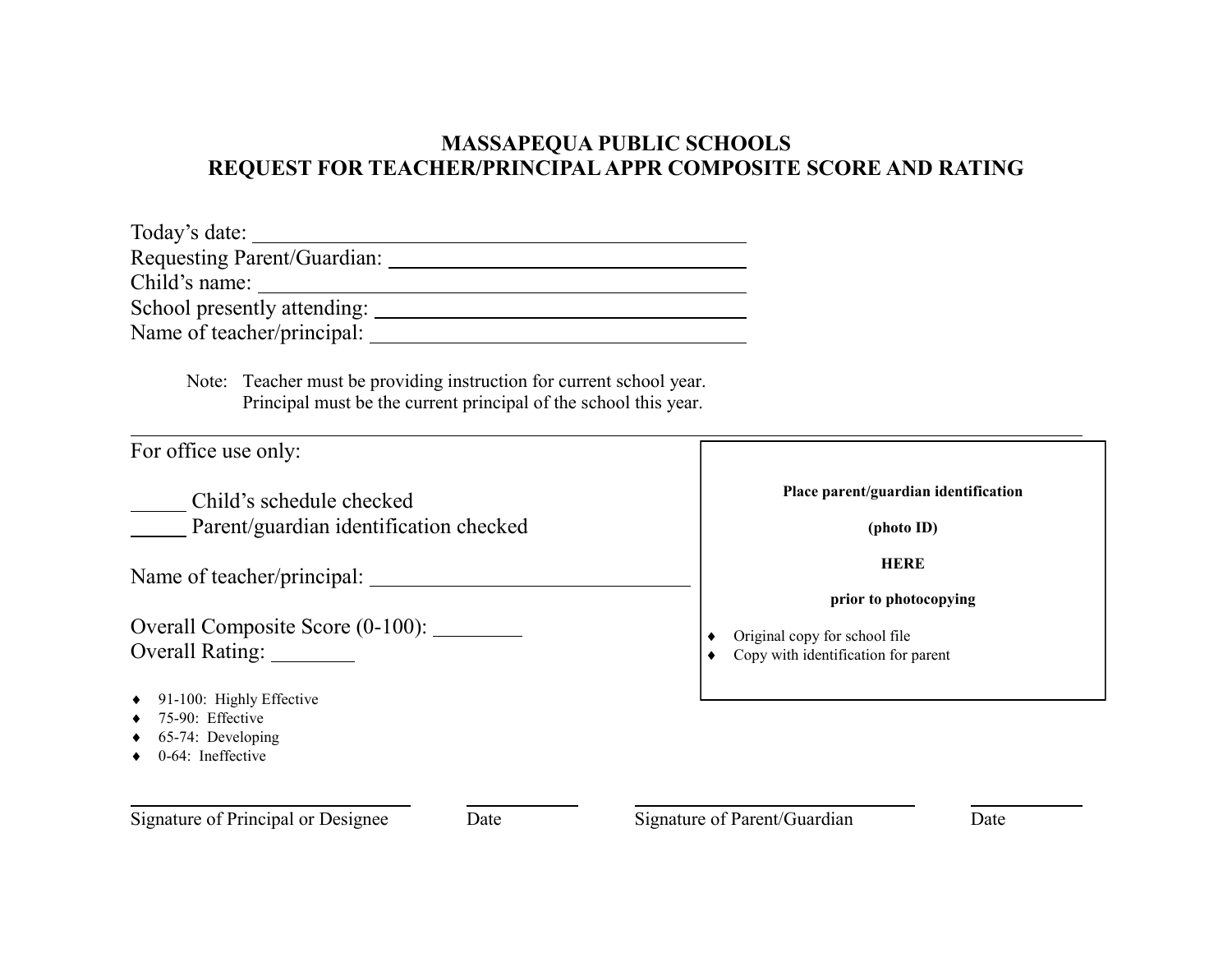# MASSAPEQUA PUBLIC SCHOOLS
## REQUEST FOR TEACHER/PRINCIPAL APPR COMPOSITE SCORE AND RATING

Today's date: ______________________________

Requesting Parent/Guardian: ______________________________

Child's name: ______________________________

School presently attending: ______________________________

Name of teacher/principal: ______________________________

Note: Teacher must be providing instruction for current school year.
Principal must be the current principal of the school this year.

---

For office use only:

_____ Child's schedule checked

_____ Parent/guardian identification checked

Name of teacher/principal: ______________________________

Overall Composite Score (0-100): ________

Overall Rating: ________

- 91-100: Highly Effective
- 75-90: Effective
- 65-74: Developing
- 0-64: Ineffective

**Place parent/guardian identification**

**(photo ID)**

**HERE**

**prior to photocopying**

- Original copy for school file
- Copy with identification for parent

______________________________ Signature of Principal or Designee

__________ Date

______________________________ Signature of Parent/Guardian

__________ Date